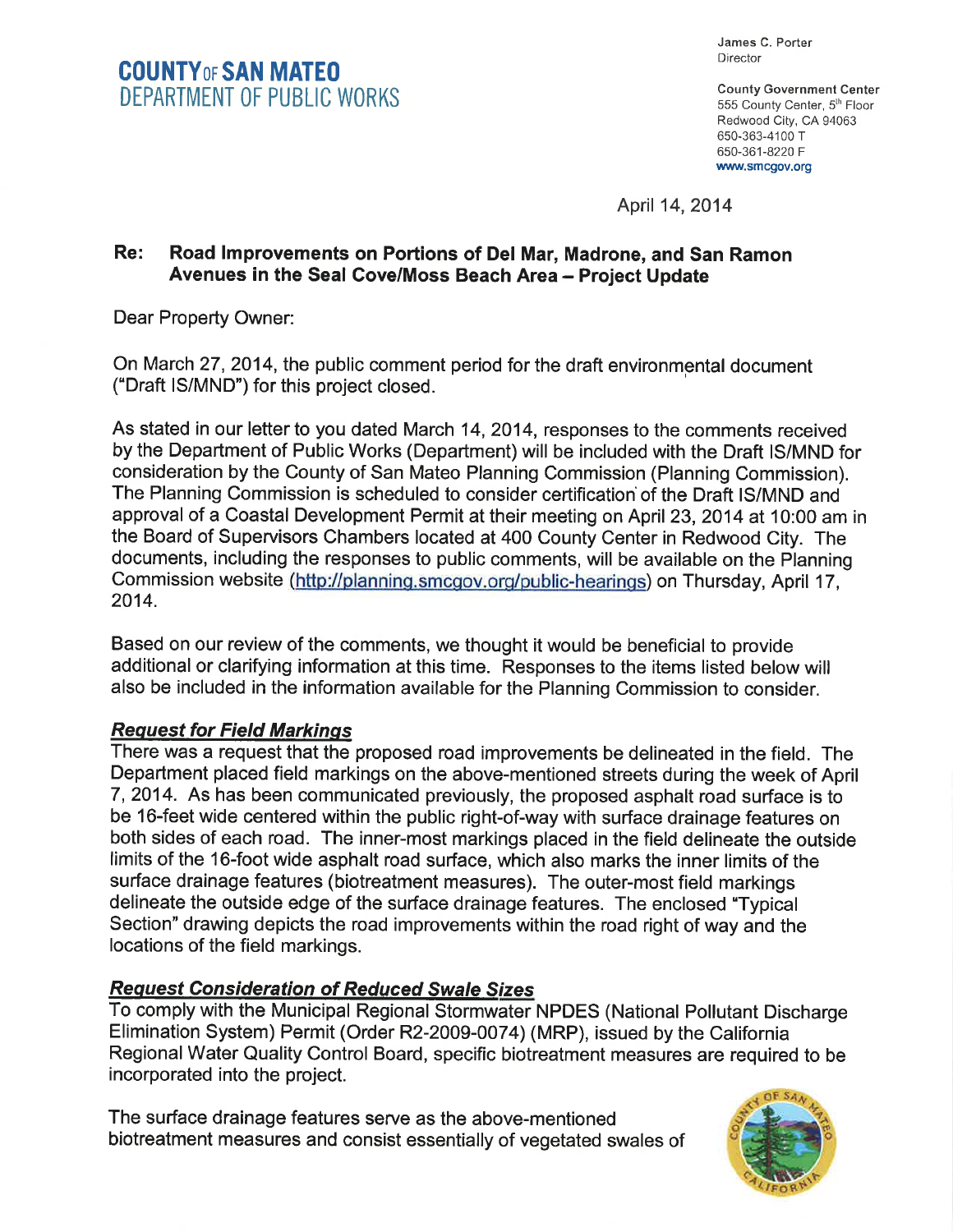# COUNTY OF SAN MATEO
## DEPARTMENT OF PUBLIC WORKS

James C. Porter
Director

**County Government Center**
555 County Center, 5th Floor
Redwood City, CA 94063
650-363-4100 T
650-361-8220 F
www.smcgov.org

April 14, 2014

**Re: Road Improvements on Portions of Del Mar, Madrone, and San Ramon Avenues in the Seal Cove/Moss Beach Area – Project Update**

Dear Property Owner:

On March 27, 2014, the public comment period for the draft environmental document ("Draft IS/MND") for this project closed.

As stated in our letter to you dated March 14, 2014, responses to the comments received by the Department of Public Works (Department) will be included with the Draft IS/MND for consideration by the County of San Mateo Planning Commission (Planning Commission). The Planning Commission is scheduled to consider certification of the Draft IS/MND and approval of a Coastal Development Permit at their meeting on April 23, 2014 at 10:00 am in the Board of Supervisors Chambers located at 400 County Center in Redwood City. The documents, including the responses to public comments, will be available on the Planning Commission website (http://planning.smcgov.org/public-hearings) on Thursday, April 17, 2014.

Based on our review of the comments, we thought it would be beneficial to provide additional or clarifying information at this time. Responses to the items listed below will also be included in the information available for the Planning Commission to consider.

***Request for Field Markings***

There was a request that the proposed road improvements be delineated in the field. The Department placed field markings on the above-mentioned streets during the week of April 7, 2014. As has been communicated previously, the proposed asphalt road surface is to be 16-feet wide centered within the public right-of-way with surface drainage features on both sides of each road. The inner-most markings placed in the field delineate the outside limits of the 16-foot wide asphalt road surface, which also marks the inner limits of the surface drainage features (biotreatment measures). The outer-most field markings delineate the outside edge of the surface drainage features. The enclosed "Typical Section" drawing depicts the road improvements within the road right of way and the locations of the field markings.

***Request Consideration of Reduced Swale Sizes***

To comply with the Municipal Regional Stormwater NPDES (National Pollutant Discharge Elimination System) Permit (Order R2-2009-0074) (MRP), issued by the California Regional Water Quality Control Board, specific biotreatment measures are required to be incorporated into the project.

The surface drainage features serve as the above-mentioned biotreatment measures and consist essentially of vegetated swales of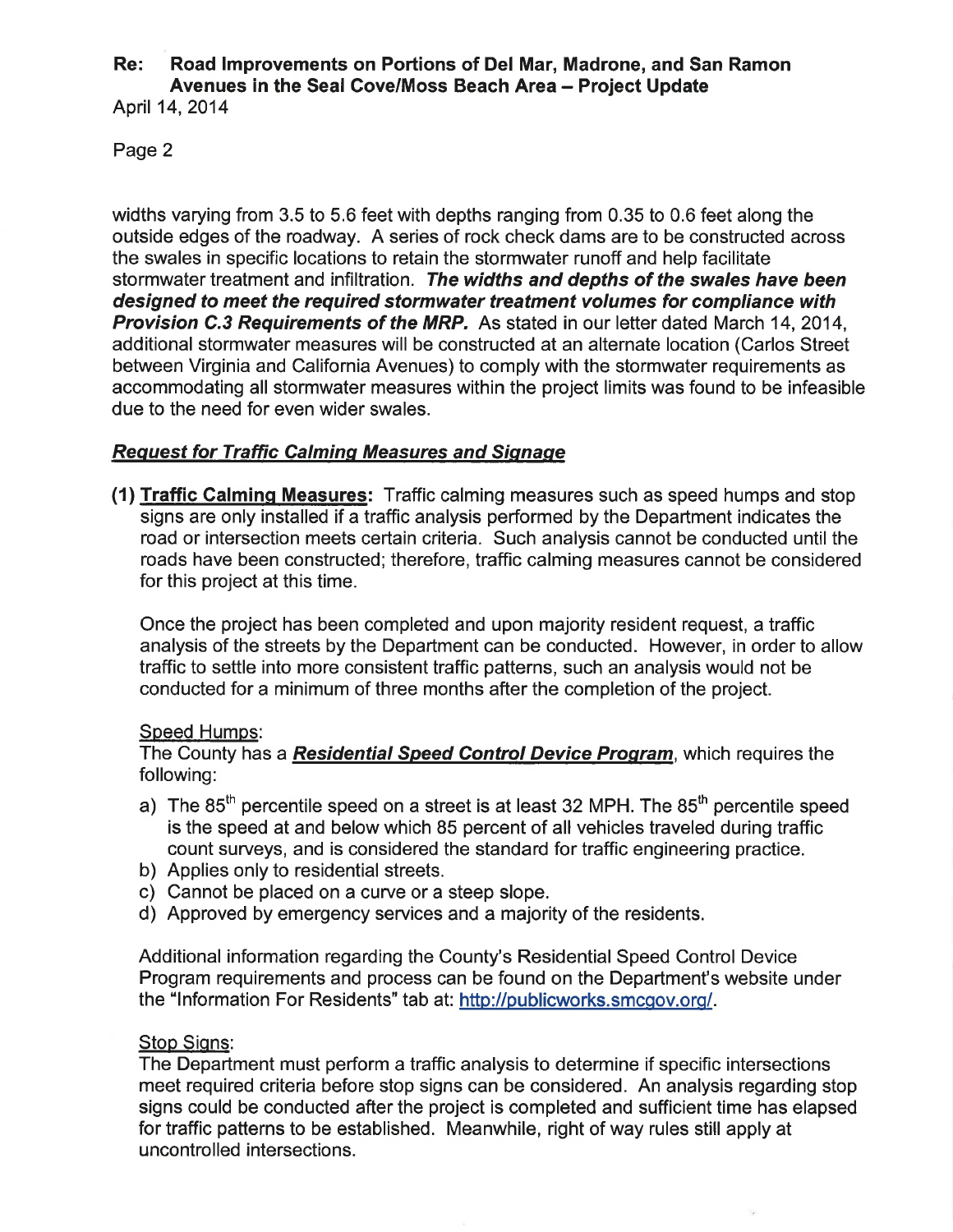widths varying from 3.5 to 5.6 feet with depths ranging from 0.35 to 0.6 feet along the outside edges of the roadway. A series of rock check dams are to be constructed across the swales in specific locations to retain the stormwater runoff and help facilitate stormwater treatment and infiltration. ***The widths and depths of the swales have been designed to meet the required stormwater treatment volumes for compliance with Provision C.3 Requirements of the MRP.*** As stated in our letter dated March 14, 2014, additional stormwater measures will be constructed at an alternate location (Carlos Street between Virginia and California Avenues) to comply with the stormwater requirements as accommodating all stormwater measures within the project limits was found to be infeasible due to the need for even wider swales.

## ***Request for Traffic Calming Measures and Signage***

**(1) Traffic Calming Measures:** Traffic calming measures such as speed humps and stop signs are only installed if a traffic analysis performed by the Department indicates the road or intersection meets certain criteria. Such analysis cannot be conducted until the roads have been constructed; therefore, traffic calming measures cannot be considered for this project at this time.

Once the project has been completed and upon majority resident request, a traffic analysis of the streets by the Department can be conducted. However, in order to allow traffic to settle into more consistent traffic patterns, such an analysis would not be conducted for a minimum of three months after the completion of the project.

Speed Humps:
The County has a ***Residential Speed Control Device Program***, which requires the following:

a) The 85th percentile speed on a street is at least 32 MPH. The 85th percentile speed is the speed at and below which 85 percent of all vehicles traveled during traffic count surveys, and is considered the standard for traffic engineering practice.
b) Applies only to residential streets.
c) Cannot be placed on a curve or a steep slope.
d) Approved by emergency services and a majority of the residents.

Additional information regarding the County's Residential Speed Control Device Program requirements and process can be found on the Department's website under the "Information For Residents" tab at: http://publicworks.smcgov.org/.

Stop Signs:
The Department must perform a traffic analysis to determine if specific intersections meet required criteria before stop signs can be considered. An analysis regarding stop signs could be conducted after the project is completed and sufficient time has elapsed for traffic patterns to be established. Meanwhile, right of way rules still apply at uncontrolled intersections.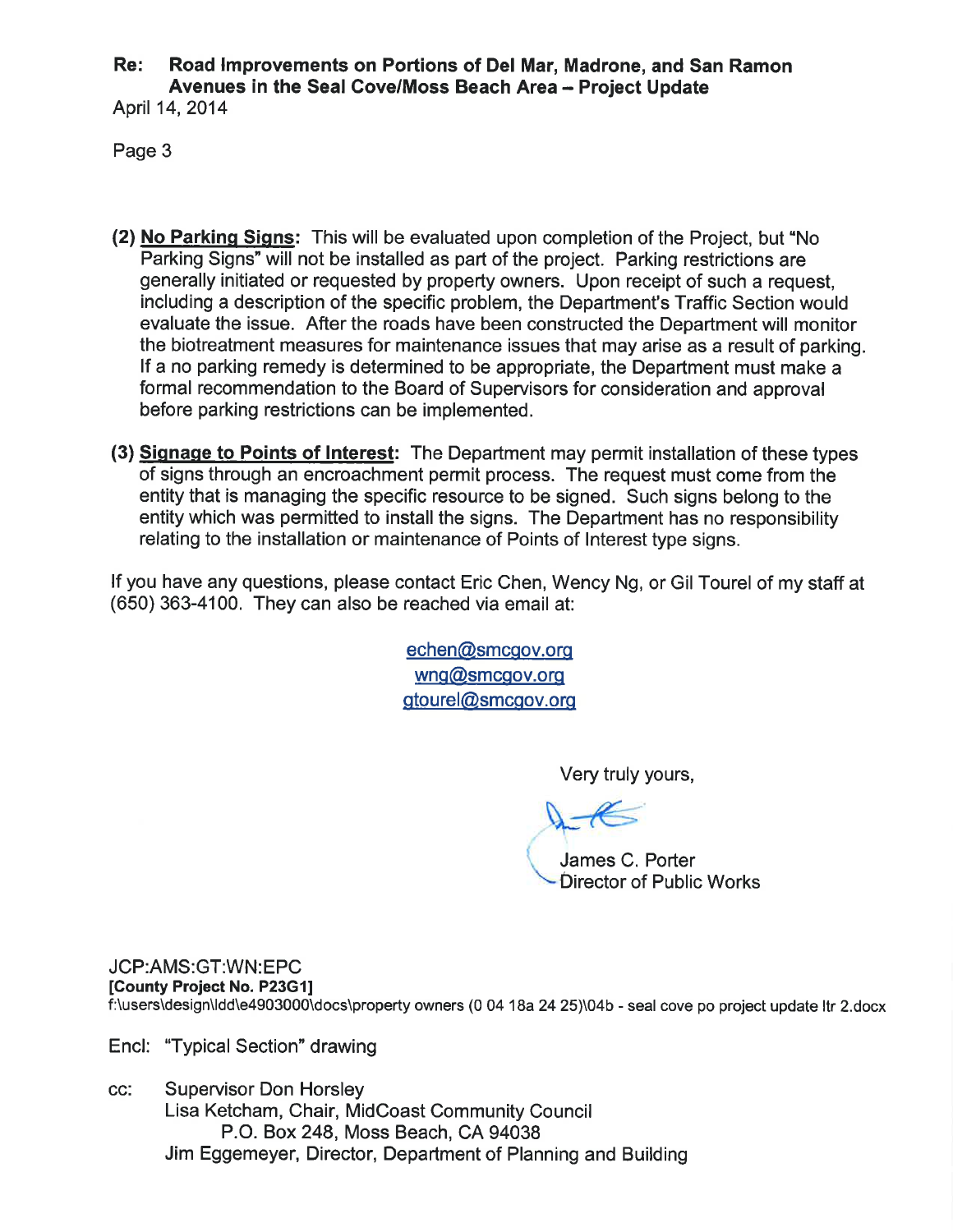(2) **No Parking Signs:** This will be evaluated upon completion of the Project, but "No Parking Signs" will not be installed as part of the project. Parking restrictions are generally initiated or requested by property owners. Upon receipt of such a request, including a description of the specific problem, the Department's Traffic Section would evaluate the issue. After the roads have been constructed the Department will monitor the biotreatment measures for maintenance issues that may arise as a result of parking. If a no parking remedy is determined to be appropriate, the Department must make a formal recommendation to the Board of Supervisors for consideration and approval before parking restrictions can be implemented.

(3) **Signage to Points of Interest:** The Department may permit installation of these types of signs through an encroachment permit process. The request must come from the entity that is managing the specific resource to be signed. Such signs belong to the entity which was permitted to install the signs. The Department has no responsibility relating to the installation or maintenance of Points of Interest type signs.

If you have any questions, please contact Eric Chen, Wency Ng, or Gil Tourel of my staff at (650) 363-4100. They can also be reached via email at:

echen@smcgov.org
wng@smcgov.org
gtourel@smcgov.org

Very truly yours,

James C. Porter
Director of Public Works

JCP:AMS:GT:WN:EPC
**[County Project No. P23G1]**
f:\users\design\ldd\e4903000\docs\property owners (0 04 18a 24 25)\04b - seal cove po project update ltr 2.docx

Encl: "Typical Section" drawing

cc: Supervisor Don Horsley
Lisa Ketcham, Chair, MidCoast Community Council
P.O. Box 248, Moss Beach, CA 94038
Jim Eggemeyer, Director, Department of Planning and Building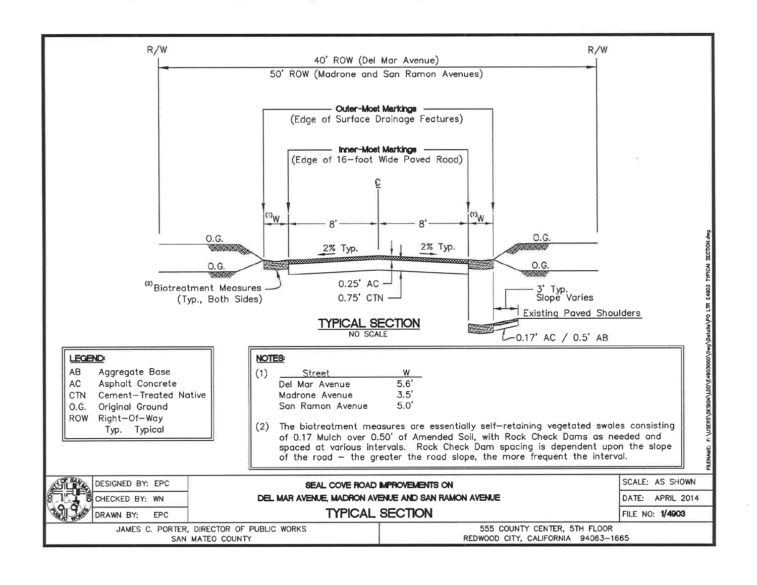R/W

R/W

40' ROW (Del Mar Avenue)

50' ROW (Madrone and San Ramon Avenues)

**Outer-Most Markings**
(Edge of Surface Drainage Features)

**Inner-Most Markings**
(Edge of 16-foot Wide Paved Road)

℄

(1)W — 8' — 8' — (1)W

O.G.

O.G.

2% Typ.

2% Typ.

O.G.

O.G.

(2)Biotreatment Measures
(Typ., Both Sides)

0.25' AC

0.75' CTN

3' Typ.
Slope Varies

Existing Paved Shoulders

0.17' AC / 0.5' AB

## TYPICAL SECTION

NO SCALE

**LEGEND:**

| | |
|---|---|
| AB | Aggregate Base |
| AC | Asphalt Concrete |
| CTN | Cement-Treated Native |
| O.G. | Original Ground |
| ROW | Right-Of-Way |
| Typ. | Typical |

**NOTES:**

(1)

| Street | W |
|---|---|
| Del Mar Avenue | 5.6' |
| Madrone Avenue | 3.5' |
| San Ramon Avenue | 5.0' |

(2) The biotreatment measures are essentially self-retaining vegetated swales consisting of 0.17 Mulch over 0.50' of Amended Soil, with Rock Check Dams as needed and spaced at various intervals. Rock Check Dam spacing is dependent upon the slope of the road – the greater the road slope, the more frequent the interval.

| | | |
|---|---|---|
| DESIGNED BY: EPC | **SEAL COVE ROAD IMPROVEMENTS ON DEL MAR AVENUE, MADRON AVENUE AND SAN RAMON AVENUE** | SCALE: AS SHOWN |
| CHECKED BY: WN | | DATE: APRIL 2014 |
| DRAWN BY: EPC | **TYPICAL SECTION** | FILE NO: **1/4903** |

JAMES C. PORTER, DIRECTOR OF PUBLIC WORKS
SAN MATEO COUNTY

555 COUNTY CENTER, 5TH FLOOR
REDWOOD CITY, CALIFORNIA 94063-1665

FILENAME: F:\USERS\DESIGN\LDD\E4903000\Dwg\Details\PO LTR E4903 TYPICAL SECTION.dwg